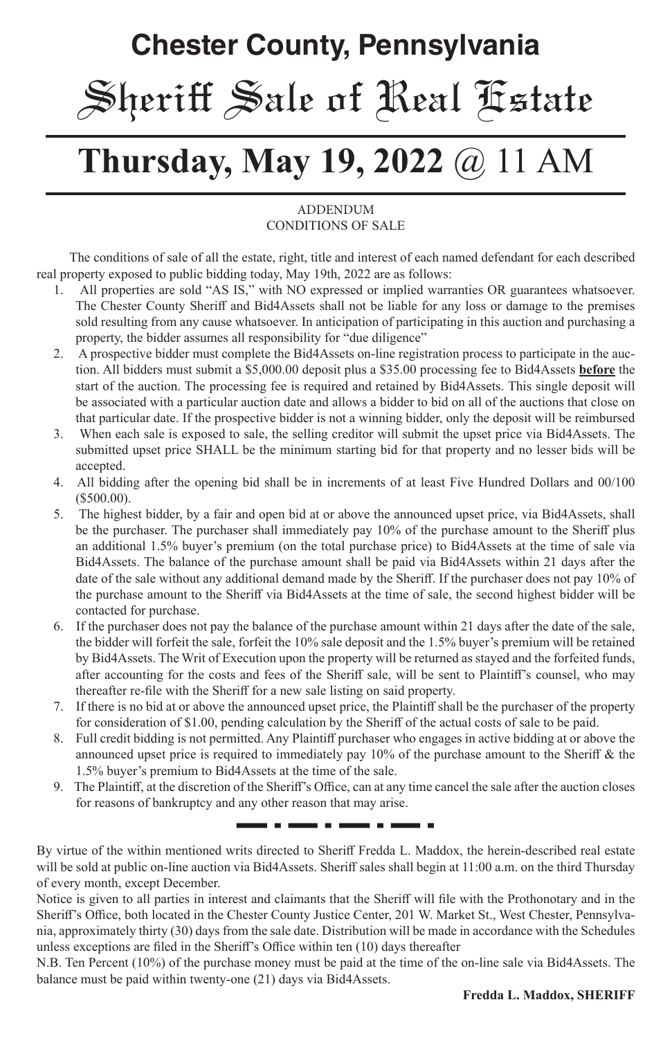# Chester County, Pennsylvania

# Sheriff Sale of Real Estate

# Thursday, May 19, 2022 @ 11 AM

ADDENDUM
CONDITIONS OF SALE

The conditions of sale of all the estate, right, title and interest of each named defendant for each described real property exposed to public bidding today, May 19th, 2022 are as follows:

1. All properties are sold "AS IS," with NO expressed or implied warranties OR guarantees whatsoever. The Chester County Sheriff and Bid4Assets shall not be liable for any loss or damage to the premises sold resulting from any cause whatsoever. In anticipation of participating in this auction and purchasing a property, the bidder assumes all responsibility for "due diligence"
2. A prospective bidder must complete the Bid4Assets on-line registration process to participate in the auction. All bidders must submit a $5,000.00 deposit plus a $35.00 processing fee to Bid4Assets **before** the start of the auction. The processing fee is required and retained by Bid4Assets. This single deposit will be associated with a particular auction date and allows a bidder to bid on all of the auctions that close on that particular date. If the prospective bidder is not a winning bidder, only the deposit will be reimbursed
3. When each sale is exposed to sale, the selling creditor will submit the upset price via Bid4Assets. The submitted upset price SHALL be the minimum starting bid for that property and no lesser bids will be accepted.
4. All bidding after the opening bid shall be in increments of at least Five Hundred Dollars and 00/100 ($500.00).
5. The highest bidder, by a fair and open bid at or above the announced upset price, via Bid4Assets, shall be the purchaser. The purchaser shall immediately pay 10% of the purchase amount to the Sheriff plus an additional 1.5% buyer's premium (on the total purchase price) to Bid4Assets at the time of sale via Bid4Assets. The balance of the purchase amount shall be paid via Bid4Assets within 21 days after the date of the sale without any additional demand made by the Sheriff. If the purchaser does not pay 10% of the purchase amount to the Sheriff via Bid4Assets at the time of sale, the second highest bidder will be contacted for purchase.
6. If the purchaser does not pay the balance of the purchase amount within 21 days after the date of the sale, the bidder will forfeit the sale, forfeit the 10% sale deposit and the 1.5% buyer's premium will be retained by Bid4Assets. The Writ of Execution upon the property will be returned as stayed and the forfeited funds, after accounting for the costs and fees of the Sheriff sale, will be sent to Plaintiff's counsel, who may thereafter re-file with the Sheriff for a new sale listing on said property.
7. If there is no bid at or above the announced upset price, the Plaintiff shall be the purchaser of the property for consideration of $1.00, pending calculation by the Sheriff of the actual costs of sale to be paid.
8. Full credit bidding is not permitted. Any Plaintiff purchaser who engages in active bidding at or above the announced upset price is required to immediately pay 10% of the purchase amount to the Sheriff & the 1.5% buyer's premium to Bid4Assets at the time of the sale.
9. The Plaintiff, at the discretion of the Sheriff's Office, can at any time cancel the sale after the auction closes for reasons of bankruptcy and any other reason that may arise.

---

By virtue of the within mentioned writs directed to Sheriff Fredda L. Maddox, the herein-described real estate will be sold at public on-line auction via Bid4Assets. Sheriff sales shall begin at 11:00 a.m. on the third Thursday of every month, except December.

Notice is given to all parties in interest and claimants that the Sheriff will file with the Prothonotary and in the Sheriff's Office, both located in the Chester County Justice Center, 201 W. Market St., West Chester, Pennsylvania, approximately thirty (30) days from the sale date. Distribution will be made in accordance with the Schedules unless exceptions are filed in the Sheriff's Office within ten (10) days thereafter

N.B. Ten Percent (10%) of the purchase money must be paid at the time of the on-line sale via Bid4Assets. The balance must be paid within twenty-one (21) days via Bid4Assets.

**Fredda L. Maddox, SHERIFF**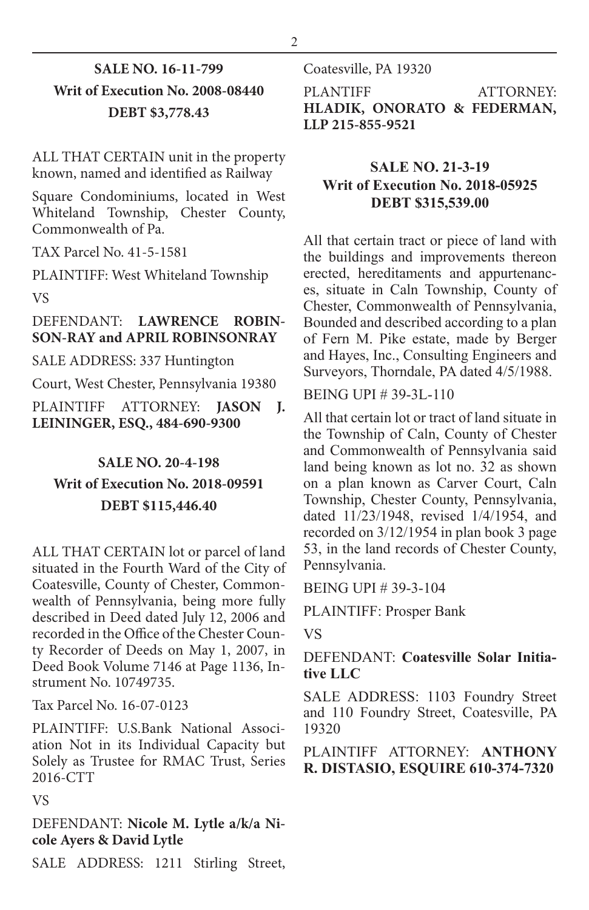**SALE NO. 16-11-799**
**Writ of Execution No. 2008-08440**
**DEBT $3,778.43**

ALL THAT CERTAIN unit in the property known, named and identified as Railway

Square Condominiums, located in West Whiteland Township, Chester County, Commonwealth of Pa.

TAX Parcel No. 41-5-1581

PLAINTIFF: West Whiteland Township

VS

DEFENDANT: **LAWRENCE ROBINSON-RAY and APRIL ROBINSONRAY**

SALE ADDRESS: 337 Huntington

Court, West Chester, Pennsylvania 19380

PLAINTIFF ATTORNEY: **JASON J. LEININGER, ESQ., 484-690-9300**

**SALE NO. 20-4-198**
**Writ of Execution No. 2018-09591**
**DEBT $115,446.40**

ALL THAT CERTAIN lot or parcel of land situated in the Fourth Ward of the City of Coatesville, County of Chester, Commonwealth of Pennsylvania, being more fully described in Deed dated July 12, 2006 and recorded in the Office of the Chester County Recorder of Deeds on May 1, 2007, in Deed Book Volume 7146 at Page 1136, Instrument No. 10749735.

Tax Parcel No. 16-07-0123

PLAINTIFF: U.S.Bank National Association Not in its Individual Capacity but Solely as Trustee for RMAC Trust, Series 2016-CTT

VS

DEFENDANT: **Nicole M. Lytle a/k/a Nicole Ayers & David Lytle**

SALE ADDRESS: 1211 Stirling Street, Coatesville, PA 19320

PLANTIFF ATTORNEY: **HLADIK, ONORATO & FEDERMAN, LLP 215-855-9521**

**SALE NO. 21-3-19**
**Writ of Execution No. 2018-05925**
**DEBT $315,539.00**

All that certain tract or piece of land with the buildings and improvements thereon erected, hereditaments and appurtenances, situate in Caln Township, County of Chester, Commonwealth of Pennsylvania, Bounded and described according to a plan of Fern M. Pike estate, made by Berger and Hayes, Inc., Consulting Engineers and Surveyors, Thorndale, PA dated 4/5/1988.

BEING UPI # 39-3L-110

All that certain lot or tract of land situate in the Township of Caln, County of Chester and Commonwealth of Pennsylvania said land being known as lot no. 32 as shown on a plan known as Carver Court, Caln Township, Chester County, Pennsylvania, dated 11/23/1948, revised 1/4/1954, and recorded on 3/12/1954 in plan book 3 page 53, in the land records of Chester County, Pennsylvania.

BEING UPI # 39-3-104

PLAINTIFF: Prosper Bank

VS

DEFENDANT: **Coatesville Solar Initiative LLC**

SALE ADDRESS: 1103 Foundry Street and 110 Foundry Street, Coatesville, PA 19320

PLAINTIFF ATTORNEY: **ANTHONY R. DISTASIO, ESQUIRE 610-374-7320**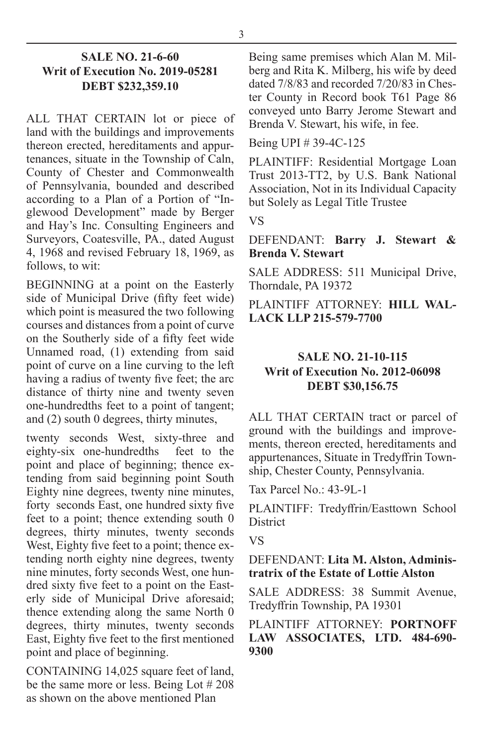### SALE NO. 21-6-60
### Writ of Execution No. 2019-05281
### DEBT $232,359.10

ALL THAT CERTAIN lot or piece of land with the buildings and improvements thereon erected, hereditaments and appurtenances, situate in the Township of Caln, County of Chester and Commonwealth of Pennsylvania, bounded and described according to a Plan of a Portion of "Inglewood Development" made by Berger and Hay's Inc. Consulting Engineers and Surveyors, Coatesville, PA., dated August 4, 1968 and revised February 18, 1969, as follows, to wit:

BEGINNING at a point on the Easterly side of Municipal Drive (fifty feet wide) which point is measured the two following courses and distances from a point of curve on the Southerly side of a fifty feet wide Unnamed road, (1) extending from said point of curve on a line curving to the left having a radius of twenty five feet; the arc distance of thirty nine and twenty seven one-hundredths feet to a point of tangent; and (2) south 0 degrees, thirty minutes, twenty seconds West, sixty-three and eighty-six one-hundredths feet to the point and place of beginning; thence extending from said beginning point South Eighty nine degrees, twenty nine minutes, forty seconds East, one hundred sixty five feet to a point; thence extending south 0 degrees, thirty minutes, twenty seconds West, Eighty five feet to a point; thence extending north eighty nine degrees, twenty nine minutes, forty seconds West, one hundred sixty five feet to a point on the Easterly side of Municipal Drive aforesaid; thence extending along the same North 0 degrees, thirty minutes, twenty seconds East, Eighty five feet to the first mentioned point and place of beginning.

CONTAINING 14,025 square feet of land, be the same more or less. Being Lot # 208 as shown on the above mentioned Plan

Being same premises which Alan M. Milberg and Rita K. Milberg, his wife by deed dated 7/8/83 and recorded 7/20/83 in Chester County in Record book T61 Page 86 conveyed unto Barry Jerome Stewart and Brenda V. Stewart, his wife, in fee.

Being UPI # 39-4C-125

PLAINTIFF: Residential Mortgage Loan Trust 2013-TT2, by U.S. Bank National Association, Not in its Individual Capacity but Solely as Legal Title Trustee

VS

DEFENDANT: **Barry J. Stewart & Brenda V. Stewart**

SALE ADDRESS: 511 Municipal Drive, Thorndale, PA 19372

PLAINTIFF ATTORNEY: **HILL WALLACK LLP 215-579-7700**

### SALE NO. 21-10-115
### Writ of Execution No. 2012-06098
### DEBT $30,156.75

ALL THAT CERTAIN tract or parcel of ground with the buildings and improvements, thereon erected, hereditaments and appurtenances, Situate in Tredyffrin Township, Chester County, Pennsylvania.

Tax Parcel No.: 43-9L-1

PLAINTIFF: Tredyffrin/Easttown School District

VS

DEFENDANT: **Lita M. Alston, Administratrix of the Estate of Lottie Alston**

SALE ADDRESS: 38 Summit Avenue, Tredyffrin Township, PA 19301

PLAINTIFF ATTORNEY: **PORTNOFF LAW ASSOCIATES, LTD. 484-690-9300**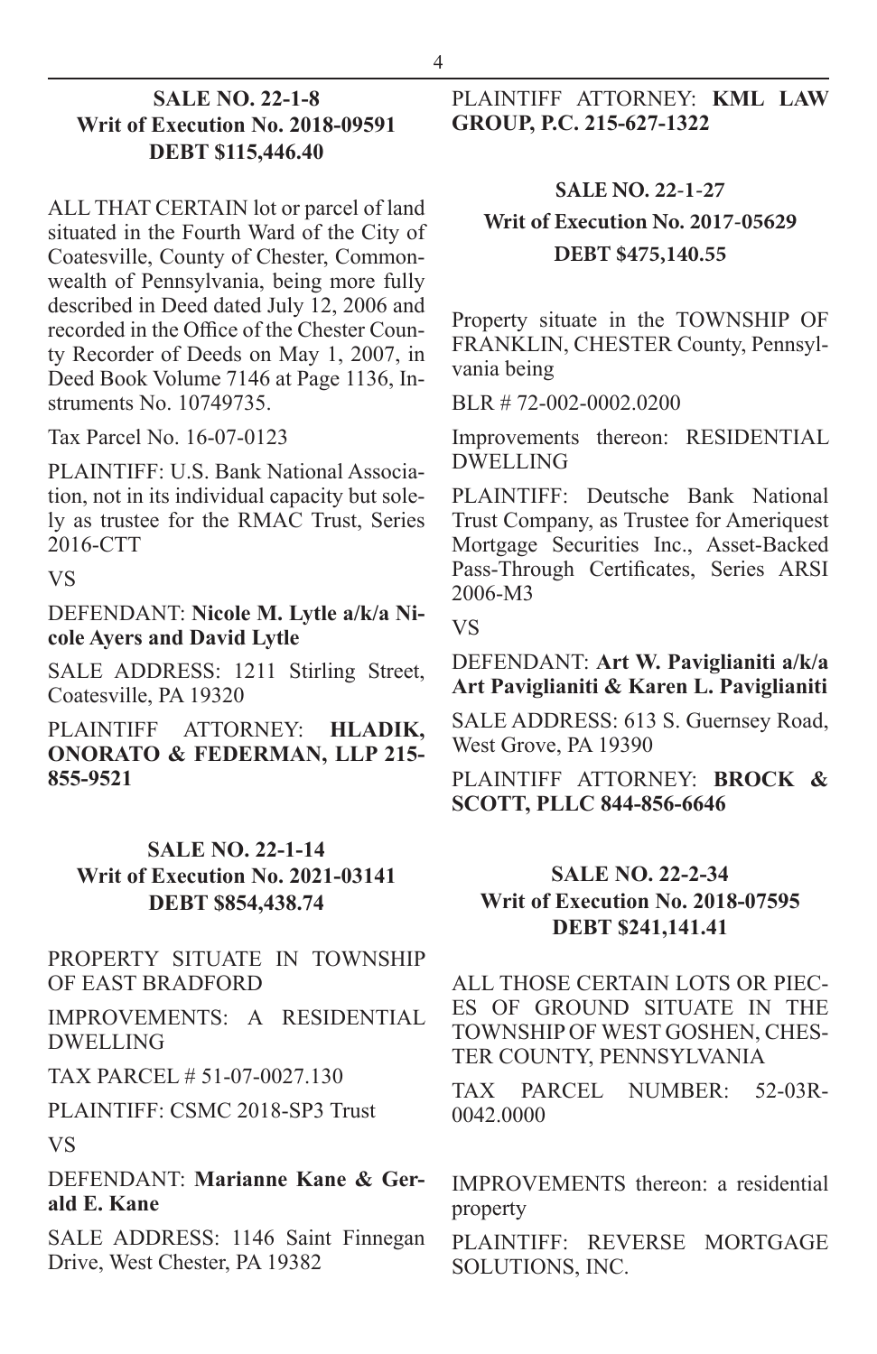**SALE NO. 22-1-8**
**Writ of Execution No. 2018-09591**
**DEBT $115,446.40**

ALL THAT CERTAIN lot or parcel of land situated in the Fourth Ward of the City of Coatesville, County of Chester, Commonwealth of Pennsylvania, being more fully described in Deed dated July 12, 2006 and recorded in the Office of the Chester County Recorder of Deeds on May 1, 2007, in Deed Book Volume 7146 at Page 1136, Instruments No. 10749735.

Tax Parcel No. 16-07-0123

PLAINTIFF: U.S. Bank National Association, not in its individual capacity but solely as trustee for the RMAC Trust, Series 2016-CTT

VS

DEFENDANT: **Nicole M. Lytle a/k/a Nicole Ayers and David Lytle**

SALE ADDRESS: 1211 Stirling Street, Coatesville, PA 19320

PLAINTIFF ATTORNEY: **HLADIK, ONORATO & FEDERMAN, LLP 215-855-9521**

**SALE NO. 22-1-14**
**Writ of Execution No. 2021-03141**
**DEBT $854,438.74**

PROPERTY SITUATE IN TOWNSHIP OF EAST BRADFORD

IMPROVEMENTS: A RESIDENTIAL DWELLING

TAX PARCEL # 51-07-0027.130

PLAINTIFF: CSMC 2018-SP3 Trust

VS

DEFENDANT: **Marianne Kane & Gerald E. Kane**

SALE ADDRESS: 1146 Saint Finnegan Drive, West Chester, PA 19382

PLAINTIFF ATTORNEY: **KML LAW GROUP, P.C. 215-627-1322**

**SALE NO. 22-1-27**
**Writ of Execution No. 2017-05629**
**DEBT $475,140.55**

Property situate in the TOWNSHIP OF FRANKLIN, CHESTER County, Pennsylvania being

BLR # 72-002-0002.0200

Improvements thereon: RESIDENTIAL DWELLING

PLAINTIFF: Deutsche Bank National Trust Company, as Trustee for Ameriquest Mortgage Securities Inc., Asset-Backed Pass-Through Certificates, Series ARSI 2006-M3

VS

DEFENDANT: **Art W. Paviglianiti a/k/a Art Paviglianiti & Karen L. Paviglianiti**

SALE ADDRESS: 613 S. Guernsey Road, West Grove, PA 19390

PLAINTIFF ATTORNEY: **BROCK & SCOTT, PLLC 844-856-6646**

**SALE NO. 22-2-34**
**Writ of Execution No. 2018-07595**
**DEBT $241,141.41**

ALL THOSE CERTAIN LOTS OR PIECES OF GROUND SITUATE IN THE TOWNSHIP OF WEST GOSHEN, CHESTER COUNTY, PENNSYLVANIA

TAX PARCEL NUMBER: 52-03R-0042.0000

IMPROVEMENTS thereon: a residential property

PLAINTIFF: REVERSE MORTGAGE SOLUTIONS, INC.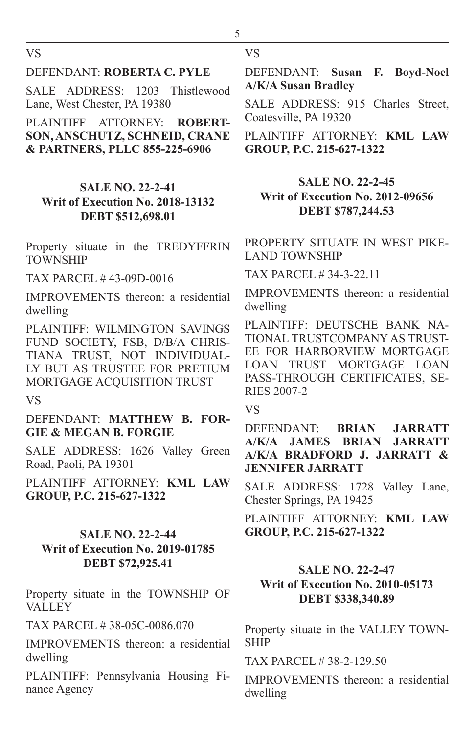VS

DEFENDANT: **ROBERTA C. PYLE**

SALE ADDRESS: 1203 Thistlewood Lane, West Chester, PA 19380

PLAINTIFF ATTORNEY: **ROBERTSON, ANSCHUTZ, SCHNEID, CRANE & PARTNERS, PLLC 855-225-6906**

**SALE NO. 22-2-41**
**Writ of Execution No. 2018-13132**
**DEBT $512,698.01**

Property situate in the TREDYFFRIN TOWNSHIP

TAX PARCEL # 43-09D-0016

IMPROVEMENTS thereon: a residential dwelling

PLAINTIFF: WILMINGTON SAVINGS FUND SOCIETY, FSB, D/B/A CHRISTIANA TRUST, NOT INDIVIDUALLY BUT AS TRUSTEE FOR PRETIUM MORTGAGE ACQUISITION TRUST

VS

DEFENDANT: **MATTHEW B. FORGIE & MEGAN B. FORGIE**

SALE ADDRESS: 1626 Valley Green Road, Paoli, PA 19301

PLAINTIFF ATTORNEY: **KML LAW GROUP, P.C. 215-627-1322**

**SALE NO. 22-2-44**
**Writ of Execution No. 2019-01785**
**DEBT $72,925.41**

Property situate in the TOWNSHIP OF VALLEY

TAX PARCEL # 38-05C-0086.070

IMPROVEMENTS thereon: a residential dwelling

PLAINTIFF: Pennsylvania Housing Finance Agency

VS

DEFENDANT: **Susan F. Boyd-Noel A/K/A Susan Bradley**

SALE ADDRESS: 915 Charles Street, Coatesville, PA 19320

PLAINTIFF ATTORNEY: **KML LAW GROUP, P.C. 215-627-1322**

**SALE NO. 22-2-45**
**Writ of Execution No. 2012-09656**
**DEBT $787,244.53**

PROPERTY SITUATE IN WEST PIKELAND TOWNSHIP

TAX PARCEL # 34-3-22.11

IMPROVEMENTS thereon: a residential dwelling

PLAINTIFF: DEUTSCHE BANK NATIONAL TRUSTCOMPANY AS TRUSTEE FOR HARBORVIEW MORTGAGE LOAN TRUST MORTGAGE LOAN PASS-THROUGH CERTIFICATES, SERIES 2007-2

VS

DEFENDANT: **BRIAN JARRATT A/K/A JAMES BRIAN JARRATT A/K/A BRADFORD J. JARRATT & JENNIFER JARRATT**

SALE ADDRESS: 1728 Valley Lane, Chester Springs, PA 19425

PLAINTIFF ATTORNEY: **KML LAW GROUP, P.C. 215-627-1322**

**SALE NO. 22-2-47**
**Writ of Execution No. 2010-05173**
**DEBT $338,340.89**

Property situate in the VALLEY TOWNSHIP

TAX PARCEL # 38-2-129.50

IMPROVEMENTS thereon: a residential dwelling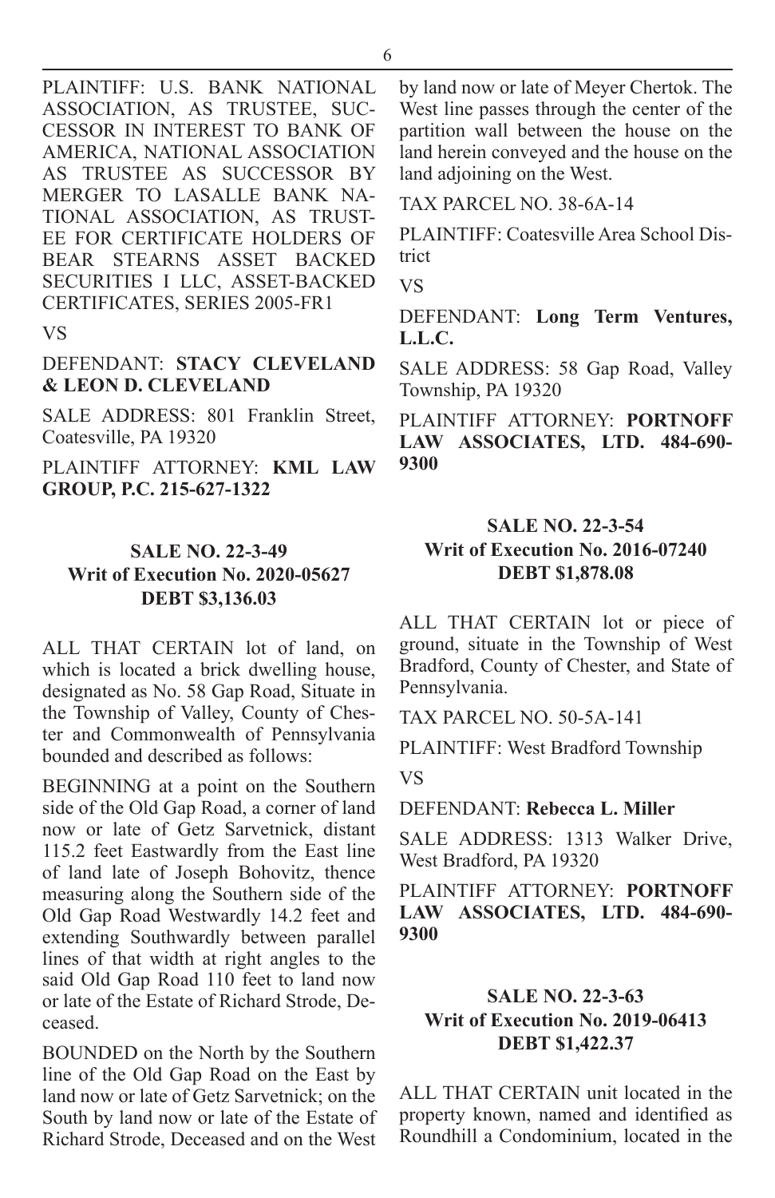PLAINTIFF: U.S. BANK NATIONAL ASSOCIATION, AS TRUSTEE, SUCCESSOR IN INTEREST TO BANK OF AMERICA, NATIONAL ASSOCIATION AS TRUSTEE AS SUCCESSOR BY MERGER TO LASALLE BANK NATIONAL ASSOCIATION, AS TRUSTEE FOR CERTIFICATE HOLDERS OF BEAR STEARNS ASSET BACKED SECURITIES I LLC, ASSET-BACKED CERTIFICATES, SERIES 2005-FR1

VS

DEFENDANT: **STACY CLEVELAND & LEON D. CLEVELAND**

SALE ADDRESS: 801 Franklin Street, Coatesville, PA 19320

PLAINTIFF ATTORNEY: **KML LAW GROUP, P.C. 215-627-1322**

**SALE NO. 22-3-49**
**Writ of Execution No. 2020-05627**
**DEBT $3,136.03**

ALL THAT CERTAIN lot of land, on which is located a brick dwelling house, designated as No. 58 Gap Road, Situate in the Township of Valley, County of Chester and Commonwealth of Pennsylvania bounded and described as follows:

BEGINNING at a point on the Southern side of the Old Gap Road, a corner of land now or late of Getz Sarvetnick, distant 115.2 feet Eastwardly from the East line of land late of Joseph Bohovitz, thence measuring along the Southern side of the Old Gap Road Westwardly 14.2 feet and extending Southwardly between parallel lines of that width at right angles to the said Old Gap Road 110 feet to land now or late of the Estate of Richard Strode, Deceased.

BOUNDED on the North by the Southern line of the Old Gap Road on the East by land now or late of Getz Sarvetnick; on the South by land now or late of the Estate of Richard Strode, Deceased and on the West by land now or late of Meyer Chertok. The West line passes through the center of the partition wall between the house on the land herein conveyed and the house on the land adjoining on the West.

TAX PARCEL NO. 38-6A-14

PLAINTIFF: Coatesville Area School District

VS

DEFENDANT: **Long Term Ventures, L.L.C.**

SALE ADDRESS: 58 Gap Road, Valley Township, PA 19320

PLAINTIFF ATTORNEY: **PORTNOFF LAW ASSOCIATES, LTD. 484-690-9300**

**SALE NO. 22-3-54**
**Writ of Execution No. 2016-07240**
**DEBT $1,878.08**

ALL THAT CERTAIN lot or piece of ground, situate in the Township of West Bradford, County of Chester, and State of Pennsylvania.

TAX PARCEL NO. 50-5A-141

PLAINTIFF: West Bradford Township

VS

DEFENDANT: **Rebecca L. Miller**

SALE ADDRESS: 1313 Walker Drive, West Bradford, PA 19320

PLAINTIFF ATTORNEY: **PORTNOFF LAW ASSOCIATES, LTD. 484-690-9300**

**SALE NO. 22-3-63**
**Writ of Execution No. 2019-06413**
**DEBT $1,422.37**

ALL THAT CERTAIN unit located in the property known, named and identified as Roundhill a Condominium, located in the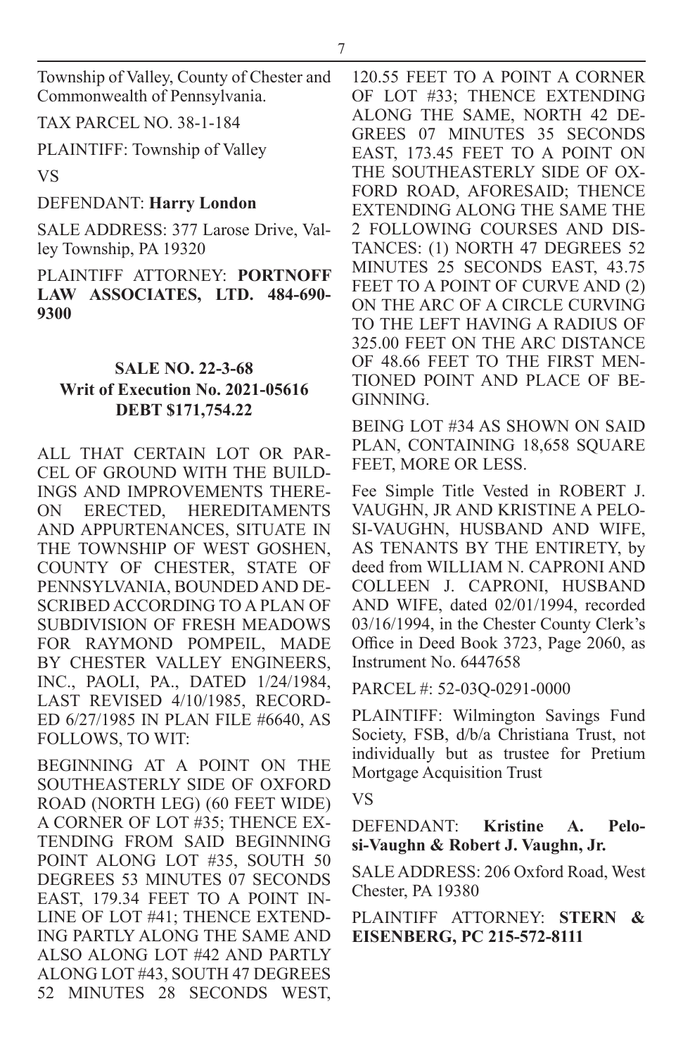Township of Valley, County of Chester and Commonwealth of Pennsylvania.

TAX PARCEL NO. 38-1-184

PLAINTIFF: Township of Valley

VS

DEFENDANT: **Harry London**

SALE ADDRESS: 377 Larose Drive, Valley Township, PA 19320

PLAINTIFF ATTORNEY: **PORTNOFF LAW ASSOCIATES, LTD. 484-690-9300**

### SALE NO. 22-3-68
### Writ of Execution No. 2021-05616
### DEBT $171,754.22

ALL THAT CERTAIN LOT OR PARCEL OF GROUND WITH THE BUILDINGS AND IMPROVEMENTS THEREON ERECTED, HEREDITAMENTS AND APPURTENANCES, SITUATE IN THE TOWNSHIP OF WEST GOSHEN, COUNTY OF CHESTER, STATE OF PENNSYLVANIA, BOUNDED AND DESCRIBED ACCORDING TO A PLAN OF SUBDIVISION OF FRESH MEADOWS FOR RAYMOND POMPEIL, MADE BY CHESTER VALLEY ENGINEERS, INC., PAOLI, PA., DATED 1/24/1984, LAST REVISED 4/10/1985, RECORDED 6/27/1985 IN PLAN FILE #6640, AS FOLLOWS, TO WIT:

BEGINNING AT A POINT ON THE SOUTHEASTERLY SIDE OF OXFORD ROAD (NORTH LEG) (60 FEET WIDE) A CORNER OF LOT #35; THENCE EXTENDING FROM SAID BEGINNING POINT ALONG LOT #35, SOUTH 50 DEGREES 53 MINUTES 07 SECONDS EAST, 179.34 FEET TO A POINT IN-LINE OF LOT #41; THENCE EXTENDING PARTLY ALONG THE SAME AND ALSO ALONG LOT #42 AND PARTLY ALONG LOT #43, SOUTH 47 DEGREES 52 MINUTES 28 SECONDS WEST, 120.55 FEET TO A POINT A CORNER OF LOT #33; THENCE EXTENDING ALONG THE SAME, NORTH 42 DEGREES 07 MINUTES 35 SECONDS EAST, 173.45 FEET TO A POINT ON THE SOUTHEASTERLY SIDE OF OXFORD ROAD, AFORESAID; THENCE EXTENDING ALONG THE SAME THE 2 FOLLOWING COURSES AND DISTANCES: (1) NORTH 47 DEGREES 52 MINUTES 25 SECONDS EAST, 43.75 FEET TO A POINT OF CURVE AND (2) ON THE ARC OF A CIRCLE CURVING TO THE LEFT HAVING A RADIUS OF 325.00 FEET ON THE ARC DISTANCE OF 48.66 FEET TO THE FIRST MENTIONED POINT AND PLACE OF BEGINNING.

BEING LOT #34 AS SHOWN ON SAID PLAN, CONTAINING 18,658 SQUARE FEET, MORE OR LESS.

Fee Simple Title Vested in ROBERT J. VAUGHN, JR AND KRISTINE A PELOSI-VAUGHN, HUSBAND AND WIFE, AS TENANTS BY THE ENTIRETY, by deed from WILLIAM N. CAPRONI AND COLLEEN J. CAPRONI, HUSBAND AND WIFE, dated 02/01/1994, recorded 03/16/1994, in the Chester County Clerk's Office in Deed Book 3723, Page 2060, as Instrument No. 6447658

PARCEL #: 52-03Q-0291-0000

PLAINTIFF: Wilmington Savings Fund Society, FSB, d/b/a Christiana Trust, not individually but as trustee for Pretium Mortgage Acquisition Trust

VS

DEFENDANT: **Kristine A. Pelosi-Vaughn & Robert J. Vaughn, Jr.**

SALE ADDRESS: 206 Oxford Road, West Chester, PA 19380

PLAINTIFF ATTORNEY: **STERN & EISENBERG, PC 215-572-8111**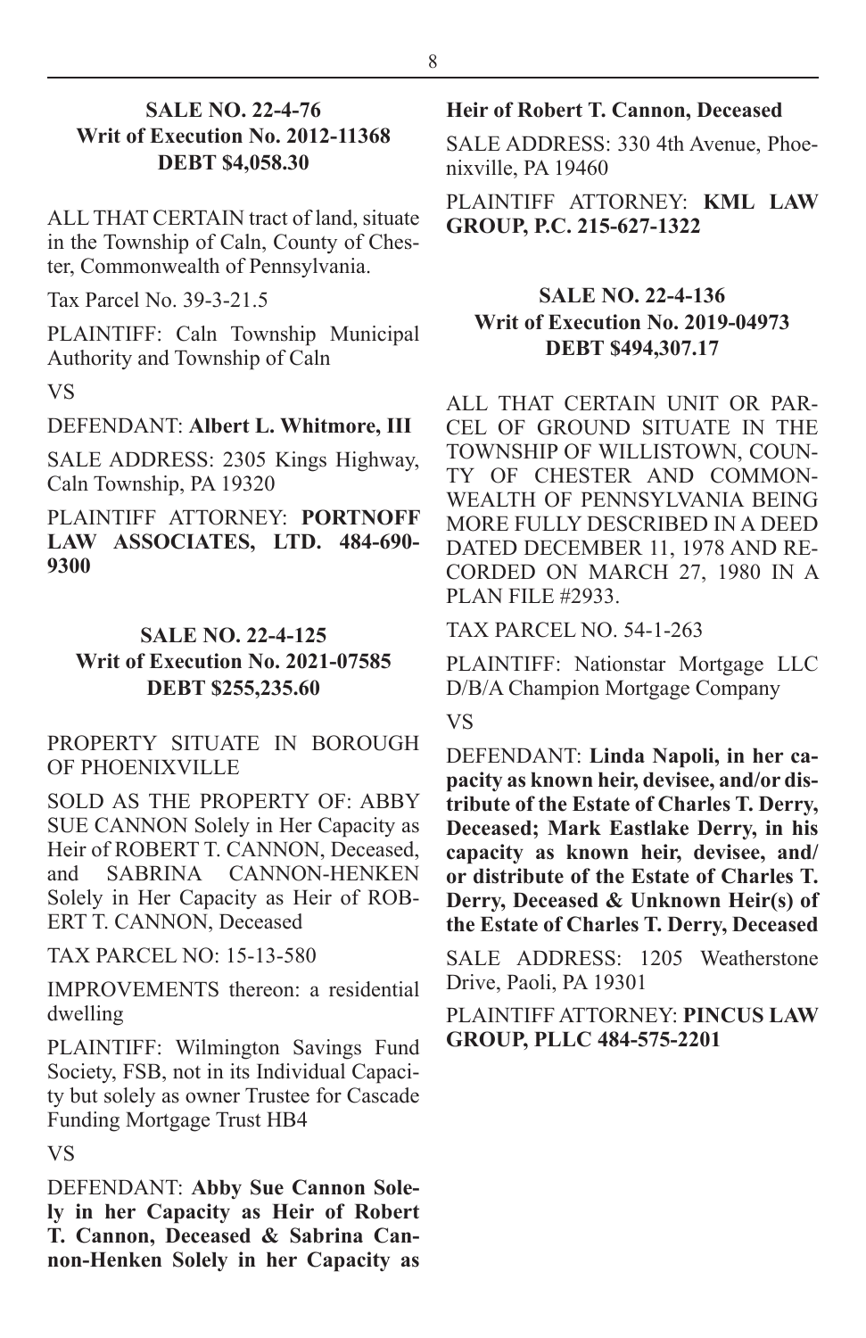### SALE NO. 22-4-76
### Writ of Execution No. 2012-11368
### DEBT $4,058.30

ALL THAT CERTAIN tract of land, situate in the Township of Caln, County of Chester, Commonwealth of Pennsylvania.

Tax Parcel No. 39-3-21.5

PLAINTIFF: Caln Township Municipal Authority and Township of Caln

VS

DEFENDANT: **Albert L. Whitmore, III**

SALE ADDRESS: 2305 Kings Highway, Caln Township, PA 19320

PLAINTIFF ATTORNEY: **PORTNOFF LAW ASSOCIATES, LTD. 484-690-9300**

### SALE NO. 22-4-125
### Writ of Execution No. 2021-07585
### DEBT $255,235.60

PROPERTY SITUATE IN BOROUGH OF PHOENIXVILLE

SOLD AS THE PROPERTY OF: ABBY SUE CANNON Solely in Her Capacity as Heir of ROBERT T. CANNON, Deceased, and SABRINA CANNON-HENKEN Solely in Her Capacity as Heir of ROBERT T. CANNON, Deceased

TAX PARCEL NO: 15-13-580

IMPROVEMENTS thereon: a residential dwelling

PLAINTIFF: Wilmington Savings Fund Society, FSB, not in its Individual Capacity but solely as owner Trustee for Cascade Funding Mortgage Trust HB4

VS

DEFENDANT: **Abby Sue Cannon Solely in her Capacity as Heir of Robert T. Cannon, Deceased & Sabrina Cannon-Henken Solely in her Capacity as Heir of Robert T. Cannon, Deceased**

SALE ADDRESS: 330 4th Avenue, Phoenixville, PA 19460

PLAINTIFF ATTORNEY: **KML LAW GROUP, P.C. 215-627-1322**

### SALE NO. 22-4-136
### Writ of Execution No. 2019-04973
### DEBT $494,307.17

ALL THAT CERTAIN UNIT OR PARCEL OF GROUND SITUATE IN THE TOWNSHIP OF WILLISTOWN, COUNTY OF CHESTER AND COMMONWEALTH OF PENNSYLVANIA BEING MORE FULLY DESCRIBED IN A DEED DATED DECEMBER 11, 1978 AND RECORDED ON MARCH 27, 1980 IN A PLAN FILE #2933.

TAX PARCEL NO. 54-1-263

PLAINTIFF: Nationstar Mortgage LLC D/B/A Champion Mortgage Company

VS

DEFENDANT: **Linda Napoli, in her capacity as known heir, devisee, and/or distribute of the Estate of Charles T. Derry, Deceased; Mark Eastlake Derry, in his capacity as known heir, devisee, and/or distribute of the Estate of Charles T. Derry, Deceased & Unknown Heir(s) of the Estate of Charles T. Derry, Deceased**

SALE ADDRESS: 1205 Weatherstone Drive, Paoli, PA 19301

PLAINTIFF ATTORNEY: **PINCUS LAW GROUP, PLLC 484-575-2201**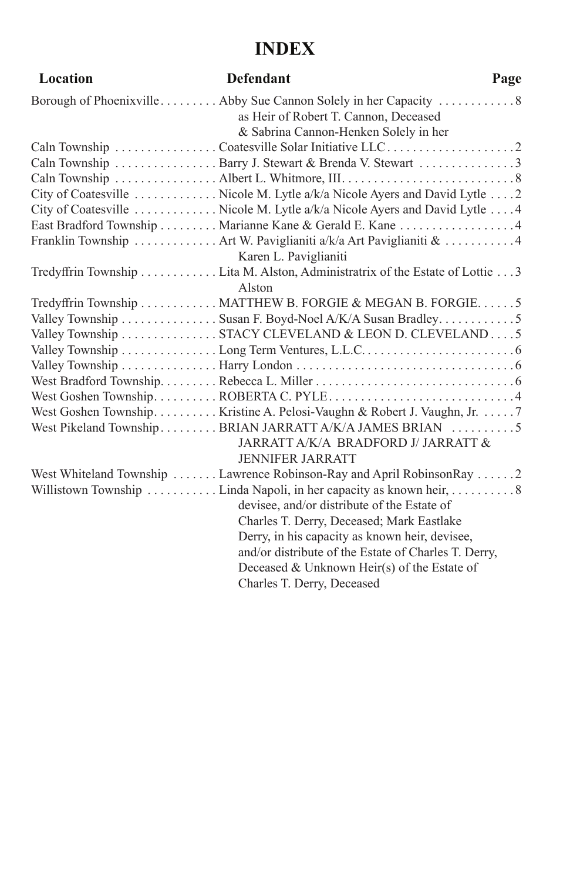# INDEX

| Location | Defendant | Page |
|---|---|---|
| Borough of Phoenixville | Abby Sue Cannon Solely in her Capacity as Heir of Robert T. Cannon, Deceased & Sabrina Cannon-Henken Solely in her | 8 |
| Caln Township | Coatesville Solar Initiative LLC | 2 |
| Caln Township | Barry J. Stewart & Brenda V. Stewart | 3 |
| Caln Township | Albert L. Whitmore, III | 8 |
| City of Coatesville | Nicole M. Lytle a/k/a Nicole Ayers and David Lytle | 2 |
| City of Coatesville | Nicole M. Lytle a/k/a Nicole Ayers and David Lytle | 4 |
| East Bradford Township | Marianne Kane & Gerald E. Kane | 4 |
| Franklin Township | Art W. Paviglianiti a/k/a Art Paviglianiti & Karen L. Paviglianiti | 4 |
| Tredyffrin Township | Lita M. Alston, Administratrix of the Estate of Lottie Alston | 3 |
| Tredyffrin Township | MATTHEW B. FORGIE & MEGAN B. FORGIE. | 5 |
| Valley Township | Susan F. Boyd-Noel A/K/A Susan Bradley. | 5 |
| Valley Township | STACY CLEVELAND & LEON D. CLEVELAND | 5 |
| Valley Township | Long Term Ventures, L.L.C. | 6 |
| Valley Township | Harry London | 6 |
| West Bradford Township. | Rebecca L. Miller | 6 |
| West Goshen Township. | ROBERTA C. PYLE. | 4 |
| West Goshen Township. | Kristine A. Pelosi-Vaughn & Robert J. Vaughn, Jr. | 7 |
| West Pikeland Township | BRIAN JARRATT A/K/A JAMES BRIAN JARRATT A/K/A BRADFORD J/ JARRATT & JENNIFER JARRATT | 5 |
| West Whiteland Township | Lawrence Robinson-Ray and April RobinsonRay | 2 |
| Willistown Township | Linda Napoli, in her capacity as known heir, devisee, and/or distribute of the Estate of Charles T. Derry, Deceased; Mark Eastlake Derry, in his capacity as known heir, devisee, and/or distribute of the Estate of Charles T. Derry, Deceased & Unknown Heir(s) of the Estate of Charles T. Derry, Deceased | 8 |